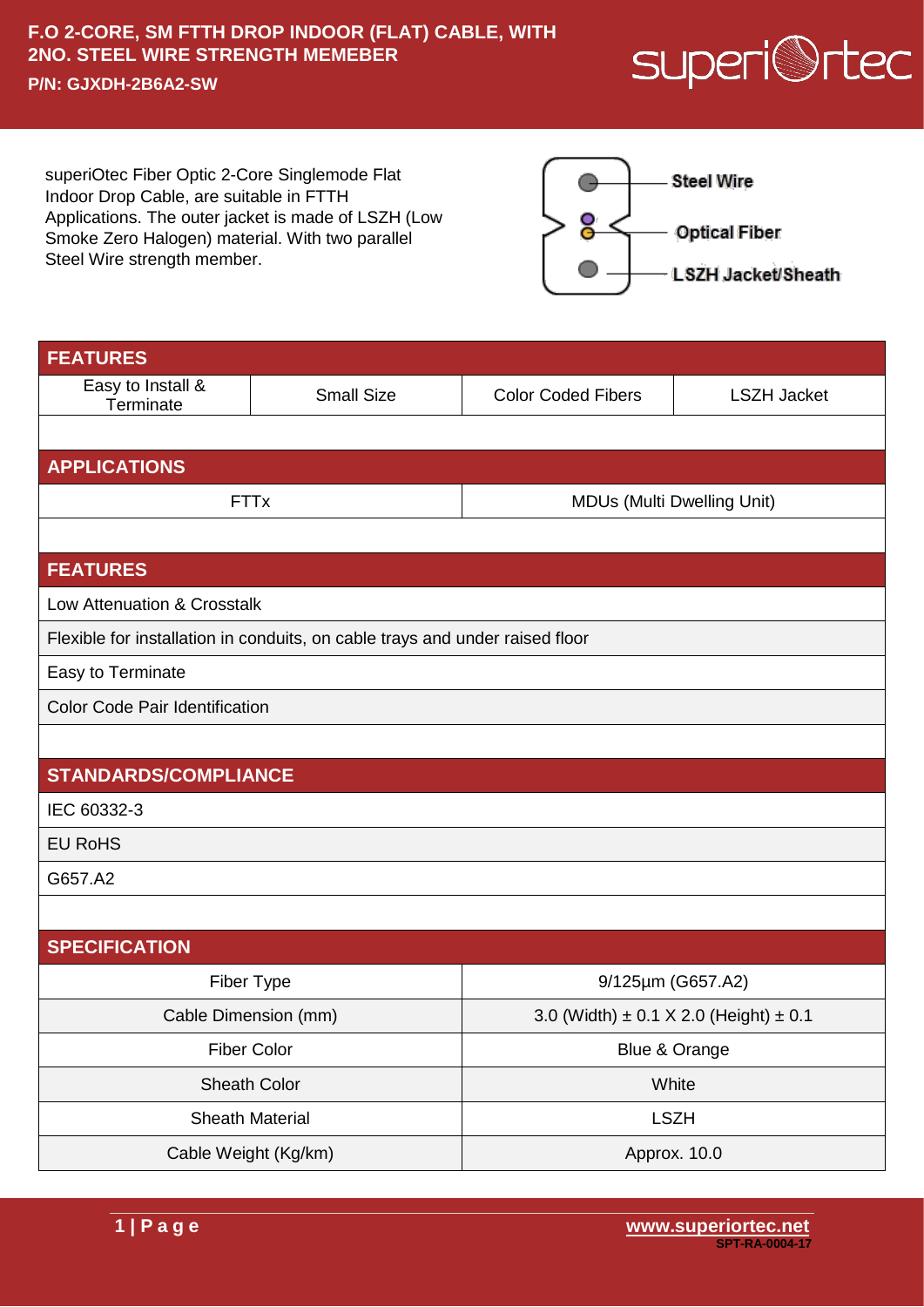# F.O 2-CORE, SM FTTH DROP INDOOR (FLAT) CABLE, WITH 2NO. STEEL WIRE STRENGTH MEMEBER

**P/N: GJXDH-2B6A2-SW**

superiOtec Fiber Optic 2-Core Singlemode Flat Indoor Drop Cable, are suitable in FTTH Applications. The outer jacket is made of LSZH (Low Smoke Zero Halogen) material. With two parallel Steel Wire strength member.

Steel Wire

Optical Fiber

LSZH Jacket/Sheath

## FEATURES

| Easy to Install & Terminate | Small Size | Color Coded Fibers | LSZH Jacket |
|---|---|---|---|

## APPLICATIONS

| FTTx | MDUs (Multi Dwelling Unit) |
|---|---|

## FEATURES

- Low Attenuation & Crosstalk
- Flexible for installation in conduits, on cable trays and under raised floor
- Easy to Terminate
- Color Code Pair Identification

## STANDARDS/COMPLIANCE

- IEC 60332-3
- EU RoHS
- G657.A2

## SPECIFICATION

| Parameter | Value |
|---|---|
| Fiber Type | 9/125µm (G657.A2) |
| Cable Dimension (mm) | 3.0 (Width) ± 0.1 X 2.0 (Height) ± 0.1 |
| Fiber Color | Blue & Orange |
| Sheath Color | White |
| Sheath Material | LSZH |
| Cable Weight (Kg/km) | Approx. 10.0 |

www.superiortec.net

SPT-RA-0004-17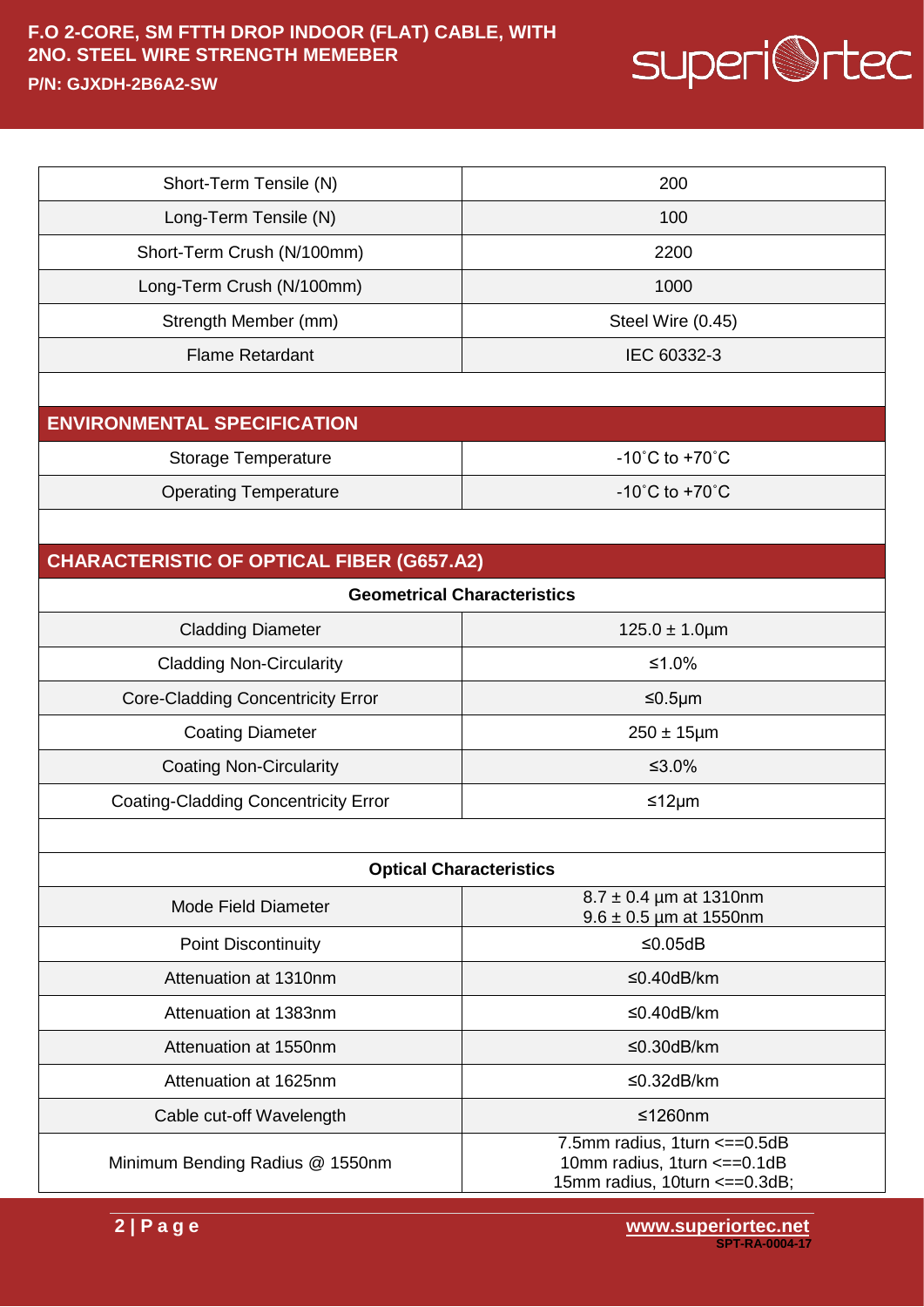| Short-Term Tensile (N) | 200 |
| --- | --- |
| Long-Term Tensile (N) | 100 |
| Short-Term Crush (N/100mm) | 2200 |
| Long-Term Crush (N/100mm) | 1000 |
| Strength Member (mm) | Steel Wire (0.45) |
| Flame Retardant | IEC 60332-3 |

## ENVIRONMENTAL SPECIFICATION

| Storage Temperature | -10˚C to +70˚C |
| --- | --- |
| Operating Temperature | -10˚C to +70˚C |

## CHARACTERISTIC OF OPTICAL FIBER (G657.A2)

**Geometrical Characteristics**

| Cladding Diameter | 125.0 ± 1.0µm |
| --- | --- |
| Cladding Non-Circularity | ≤1.0% |
| Core-Cladding Concentricity Error | ≤0.5µm |
| Coating Diameter | 250 ± 15µm |
| Coating Non-Circularity | ≤3.0% |
| Coating-Cladding Concentricity Error | ≤12µm |

**Optical Characteristics**

| Mode Field Diameter | 8.7 ± 0.4 µm at 1310nm<br>9.6 ± 0.5 µm at 1550nm |
| --- | --- |
| Point Discontinuity | ≤0.05dB |
| Attenuation at 1310nm | ≤0.40dB/km |
| Attenuation at 1383nm | ≤0.40dB/km |
| Attenuation at 1550nm | ≤0.30dB/km |
| Attenuation at 1625nm | ≤0.32dB/km |
| Cable cut-off Wavelength | ≤1260nm |
| Minimum Bending Radius @ 1550nm | 7.5mm radius, 1turn <==0.5dB<br>10mm radius, 1turn <==0.1dB<br>15mm radius, 10turn <==0.3dB; |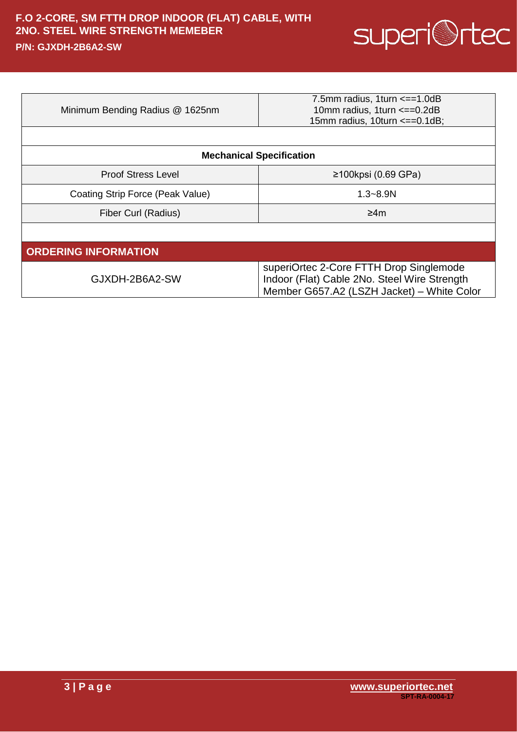| | |
|---|---|
| Minimum Bending Radius @ 1625nm | 7.5mm radius, 1turn <==1.0dB<br>10mm radius, 1turn <==0.2dB<br>15mm radius, 10turn <==0.1dB; |
| | |
| **Mechanical Specification** | |
| Proof Stress Level | ≥100kpsi (0.69 GPa) |
| Coating Strip Force (Peak Value) | 1.3~8.9N |
| Fiber Curl (Radius) | ≥4m |

## ORDERING INFORMATION

| | |
|---|---|
| GJXDH-2B6A2-SW | superiOrtec 2-Core FTTH Drop Singlemode Indoor (Flat) Cable 2No. Steel Wire Strength Member G657.A2 (LSZH Jacket) – White Color |